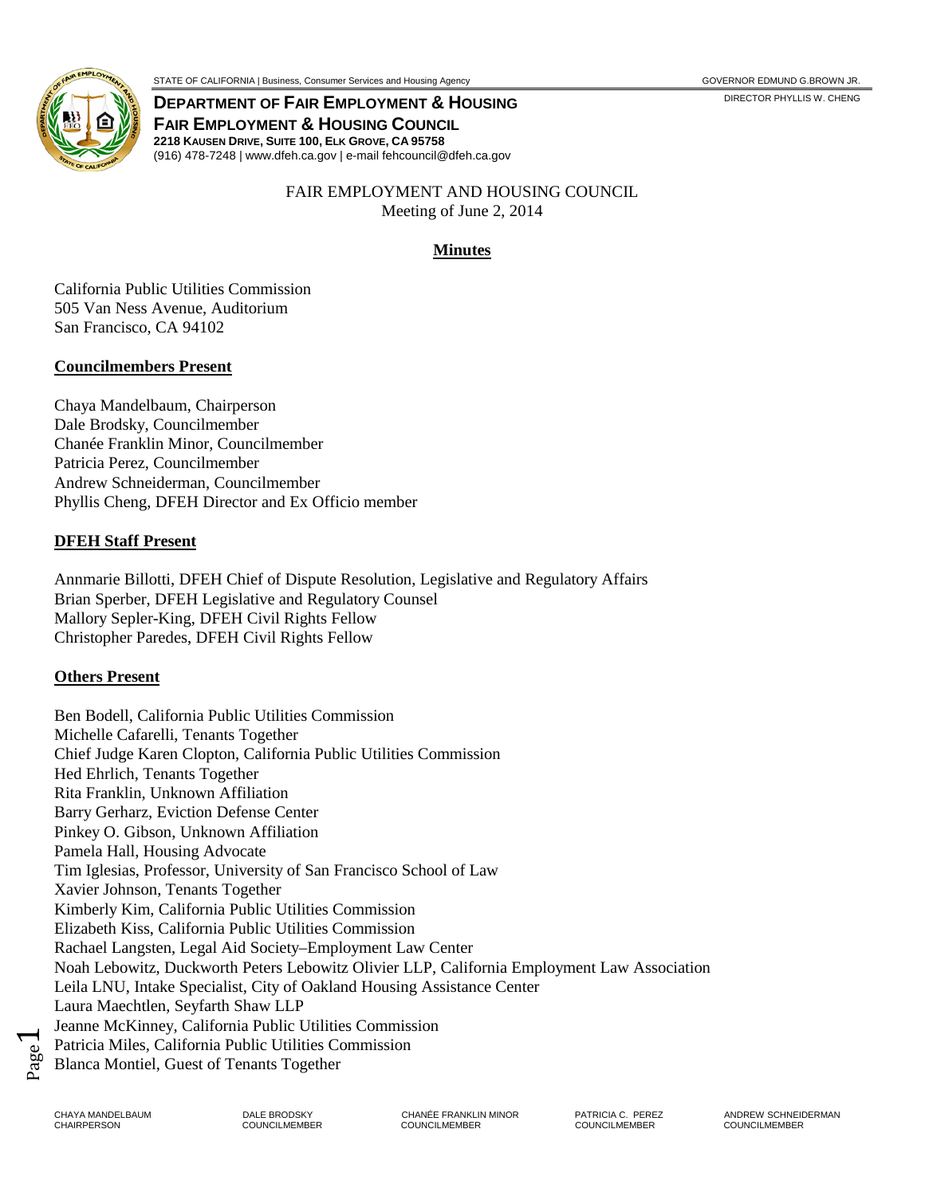STATE OF CALIFORNIA | Business, Consumer Services and Housing Agency — GOVERNOR EDMUND G.BROWN JR.

**DEPARTMENT OF FAIR EMPLOYMENT & HOUSING** — DIRECTOR PHYLLIS W. CHENG
**FAIR EMPLOYMENT & HOUSING COUNCIL**
**2218 KAUSEN DRIVE, SUITE 100, ELK GROVE, CA 95758**
(916) 478-7248 | www.dfeh.ca.gov | e-mail fehcouncil@dfeh.ca.gov

FAIR EMPLOYMENT AND HOUSING COUNCIL
Meeting of June 2, 2014

## Minutes

California Public Utilities Commission
505 Van Ness Avenue, Auditorium
San Francisco, CA 94102

### Councilmembers Present

Chaya Mandelbaum, Chairperson
Dale Brodsky, Councilmember
Chanée Franklin Minor, Councilmember
Patricia Perez, Councilmember
Andrew Schneiderman, Councilmember
Phyllis Cheng, DFEH Director and Ex Officio member

### DFEH Staff Present

Annmarie Billotti, DFEH Chief of Dispute Resolution, Legislative and Regulatory Affairs
Brian Sperber, DFEH Legislative and Regulatory Counsel
Mallory Sepler-King, DFEH Civil Rights Fellow
Christopher Paredes, DFEH Civil Rights Fellow

### Others Present

Ben Bodell, California Public Utilities Commission
Michelle Cafarelli, Tenants Together
Chief Judge Karen Clopton, California Public Utilities Commission
Hed Ehrlich, Tenants Together
Rita Franklin, Unknown Affiliation
Barry Gerharz, Eviction Defense Center
Pinkey O. Gibson, Unknown Affiliation
Pamela Hall, Housing Advocate
Tim Iglesias, Professor, University of San Francisco School of Law
Xavier Johnson, Tenants Together
Kimberly Kim, California Public Utilities Commission
Elizabeth Kiss, California Public Utilities Commission
Rachael Langsten, Legal Aid Society–Employment Law Center
Noah Lebowitz, Duckworth Peters Lebowitz Olivier LLP, California Employment Law Association
Leila LNU, Intake Specialist, City of Oakland Housing Assistance Center
Laura Maechtlen, Seyfarth Shaw LLP
Jeanne McKinney, California Public Utilities Commission
Patricia Miles, California Public Utilities Commission
Blanca Montiel, Guest of Tenants Together

CHAYA MANDELBAUM, CHAIRPERSON — DALE BRODSKY, COUNCILMEMBER — CHANÉE FRANKLIN MINOR, COUNCILMEMBER — PATRICIA C. PEREZ, COUNCILMEMBER — ANDREW SCHNEIDERMAN, COUNCILMEMBER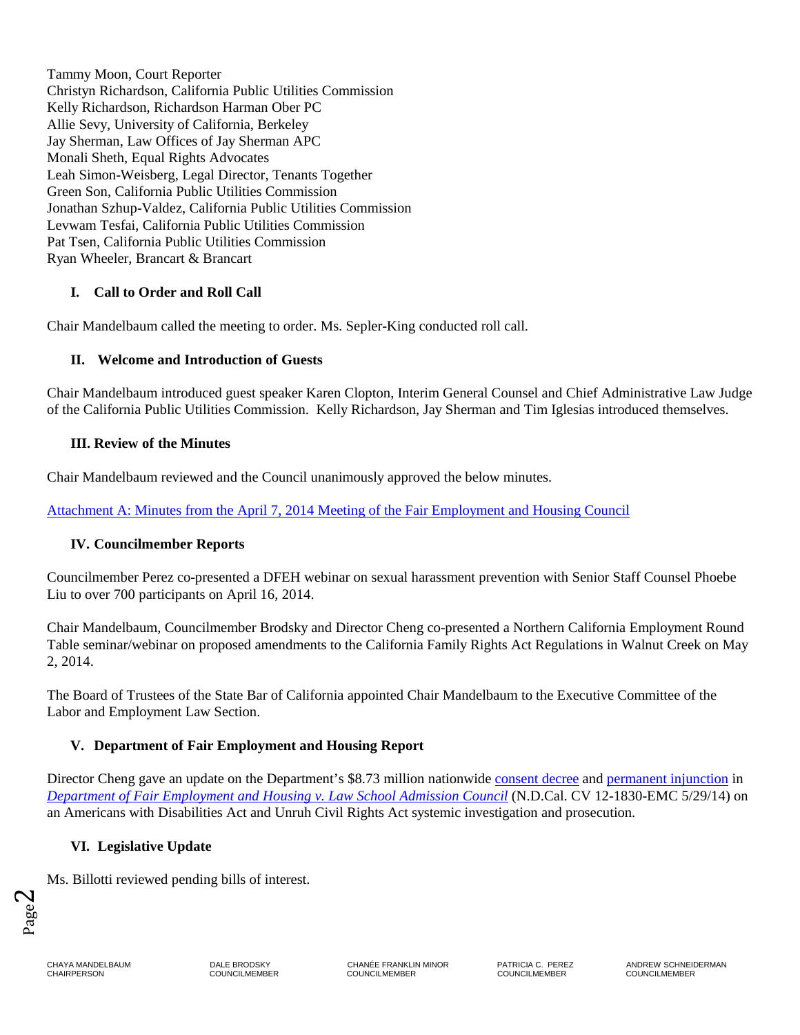Tammy Moon, Court Reporter
Christyn Richardson, California Public Utilities Commission
Kelly Richardson, Richardson Harman Ober PC
Allie Sevy, University of California, Berkeley
Jay Sherman, Law Offices of Jay Sherman APC
Monali Sheth, Equal Rights Advocates
Leah Simon-Weisberg, Legal Director, Tenants Together
Green Son, California Public Utilities Commission
Jonathan Szhup-Valdez, California Public Utilities Commission
Levwam Tesfai, California Public Utilities Commission
Pat Tsen, California Public Utilities Commission
Ryan Wheeler, Brancart & Brancart

## I. Call to Order and Roll Call

Chair Mandelbaum called the meeting to order. Ms. Sepler-King conducted roll call.

## II. Welcome and Introduction of Guests

Chair Mandelbaum introduced guest speaker Karen Clopton, Interim General Counsel and Chief Administrative Law Judge of the California Public Utilities Commission. Kelly Richardson, Jay Sherman and Tim Iglesias introduced themselves.

## III. Review of the Minutes

Chair Mandelbaum reviewed and the Council unanimously approved the below minutes.

Attachment A: Minutes from the April 7, 2014 Meeting of the Fair Employment and Housing Council

## IV. Councilmember Reports

Councilmember Perez co-presented a DFEH webinar on sexual harassment prevention with Senior Staff Counsel Phoebe Liu to over 700 participants on April 16, 2014.

Chair Mandelbaum, Councilmember Brodsky and Director Cheng co-presented a Northern California Employment Round Table seminar/webinar on proposed amendments to the California Family Rights Act Regulations in Walnut Creek on May 2, 2014.

The Board of Trustees of the State Bar of California appointed Chair Mandelbaum to the Executive Committee of the Labor and Employment Law Section.

## V. Department of Fair Employment and Housing Report

Director Cheng gave an update on the Department's $8.73 million nationwide consent decree and permanent injunction in *Department of Fair Employment and Housing v. Law School Admission Council* (N.D.Cal. CV 12-1830-EMC 5/29/14) on an Americans with Disabilities Act and Unruh Civil Rights Act systemic investigation and prosecution.

## VI. Legislative Update

Ms. Billotti reviewed pending bills of interest.

CHAYA MANDELBAUM CHAIRPERSON | DALE BRODSKY COUNCILMEMBER | CHANÉE FRANKLIN MINOR COUNCILMEMBER | PATRICIA C. PEREZ COUNCILMEMBER | ANDREW SCHNEIDERMAN COUNCILMEMBER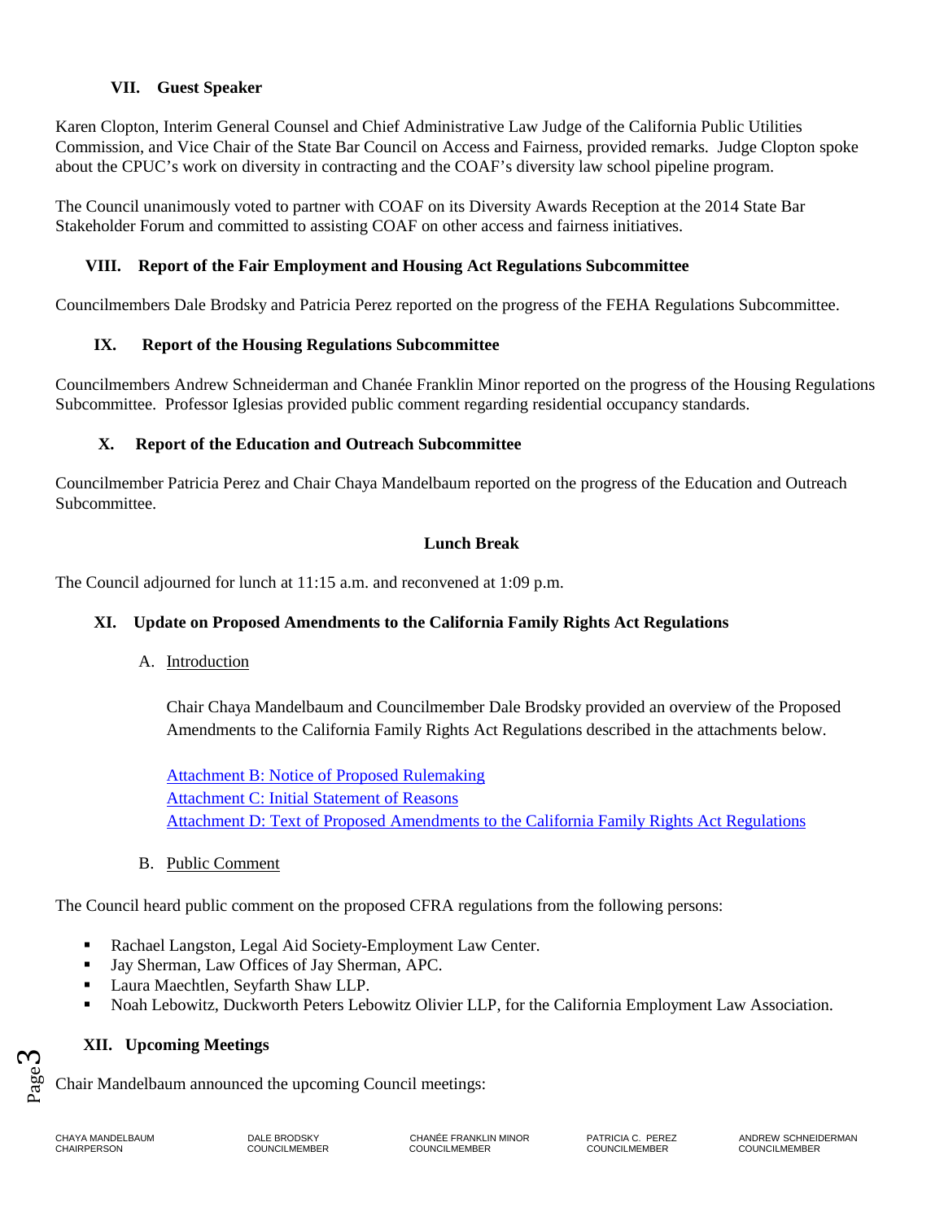### VII. Guest Speaker

Karen Clopton, Interim General Counsel and Chief Administrative Law Judge of the California Public Utilities Commission, and Vice Chair of the State Bar Council on Access and Fairness, provided remarks. Judge Clopton spoke about the CPUC's work on diversity in contracting and the COAF's diversity law school pipeline program.

The Council unanimously voted to partner with COAF on its Diversity Awards Reception at the 2014 State Bar Stakeholder Forum and committed to assisting COAF on other access and fairness initiatives.

### VIII. Report of the Fair Employment and Housing Act Regulations Subcommittee

Councilmembers Dale Brodsky and Patricia Perez reported on the progress of the FEHA Regulations Subcommittee.

### IX. Report of the Housing Regulations Subcommittee

Councilmembers Andrew Schneiderman and Chanée Franklin Minor reported on the progress of the Housing Regulations Subcommittee. Professor Iglesias provided public comment regarding residential occupancy standards.

### X. Report of the Education and Outreach Subcommittee

Councilmember Patricia Perez and Chair Chaya Mandelbaum reported on the progress of the Education and Outreach Subcommittee.

**Lunch Break**

The Council adjourned for lunch at 11:15 a.m. and reconvened at 1:09 p.m.

### XI. Update on Proposed Amendments to the California Family Rights Act Regulations

A. Introduction

Chair Chaya Mandelbaum and Councilmember Dale Brodsky provided an overview of the Proposed Amendments to the California Family Rights Act Regulations described in the attachments below.

Attachment B: Notice of Proposed Rulemaking
Attachment C: Initial Statement of Reasons
Attachment D: Text of Proposed Amendments to the California Family Rights Act Regulations

B. Public Comment

The Council heard public comment on the proposed CFRA regulations from the following persons:

- Rachael Langston, Legal Aid Society-Employment Law Center.
- Jay Sherman, Law Offices of Jay Sherman, APC.
- Laura Maechtlen, Seyfarth Shaw LLP.
- Noah Lebowitz, Duckworth Peters Lebowitz Olivier LLP, for the California Employment Law Association.

### XII. Upcoming Meetings

Chair Mandelbaum announced the upcoming Council meetings: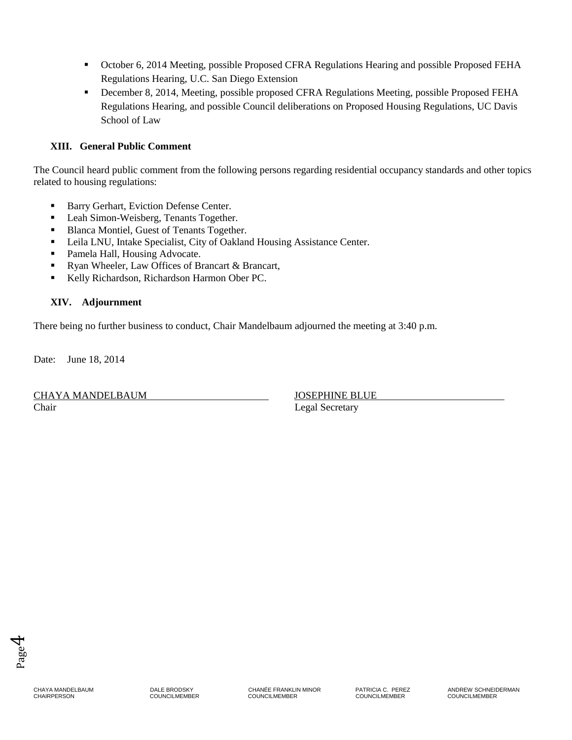- October 6, 2014 Meeting, possible Proposed CFRA Regulations Hearing and possible Proposed FEHA Regulations Hearing, U.C. San Diego Extension
- December 8, 2014, Meeting, possible proposed CFRA Regulations Meeting, possible Proposed FEHA Regulations Hearing, and possible Council deliberations on Proposed Housing Regulations, UC Davis School of Law

### XIII. General Public Comment

The Council heard public comment from the following persons regarding residential occupancy standards and other topics related to housing regulations:

- Barry Gerhart, Eviction Defense Center.
- Leah Simon-Weisberg, Tenants Together.
- Blanca Montiel, Guest of Tenants Together.
- Leila LNU, Intake Specialist, City of Oakland Housing Assistance Center.
- Pamela Hall, Housing Advocate.
- Ryan Wheeler, Law Offices of Brancart & Brancart,
- Kelly Richardson, Richardson Harmon Ober PC.

### XIV. Adjournment

There being no further business to conduct, Chair Mandelbaum adjourned the meeting at 3:40 p.m.

Date: June 18, 2014

CHAYA MANDELBAUM
Chair

JOSEPHINE BLUE
Legal Secretary

CHAYA MANDELBAUM, CHAIRPERSON | DALE BRODSKY, COUNCILMEMBER | CHANÉE FRANKLIN MINOR, COUNCILMEMBER | PATRICIA C. PEREZ, COUNCILMEMBER | ANDREW SCHNEIDERMAN, COUNCILMEMBER